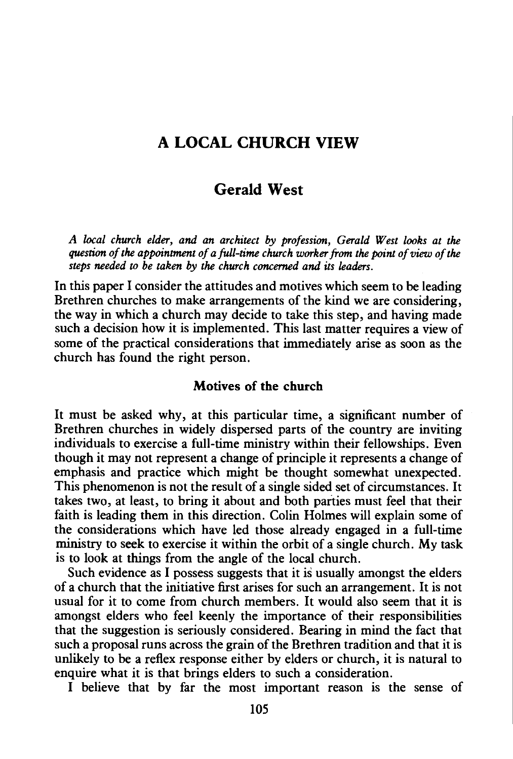# A LOCAL CHURCH VIEW

## Gerald West

*A local church elder, and an architect by profession, Gerald West looks at the question of the appointment of a full-time church worker from the point of view of the steps needed to be taken by the church concerned and its leaders.*

In this paper I consider the attitudes and motives which seem to be leading Brethren churches to make arrangements of the kind we are considering, the way in which a church may decide to take this step, and having made such a decision how it is implemented. This last matter requires a view of some of the practical considerations that immediately arise as soon as the church has found the right person.

### Motives of the church

It must be asked why, at this particular time, a significant number of Brethren churches in widely dispersed parts of the country are inviting individuals to exercise a full-time ministry within their fellowships. Even though it may not represent a change of principle it represents a change of emphasis and practice which might be thought somewhat unexpected. This phenomenon is not the result of a single sided set of circumstances. It takes two, at least, to bring it about and both parties must feel that their faith is leading them in this direction. Colin Holmes will explain some of the considerations which have led those already engaged in a full-time ministry to seek to exercise it within the orbit of a single church. My task is to look at things from the angle of the local church.

Such evidence as I possess suggests that it is usually amongst the elders of a church that the initiative first arises for such an arrangement. It is not usual for it to come from church members. It would also seem that it is amongst elders who feel keenly the importance of their responsibilities that the suggestion is seriously considered. Bearing in mind the fact that such a proposal runs across the grain of the Brethren tradition and that it is unlikely to be a reflex response either by elders or church, it is natural to enquire what it is that brings elders to such a consideration.

I believe that by far the most important reason is the sense of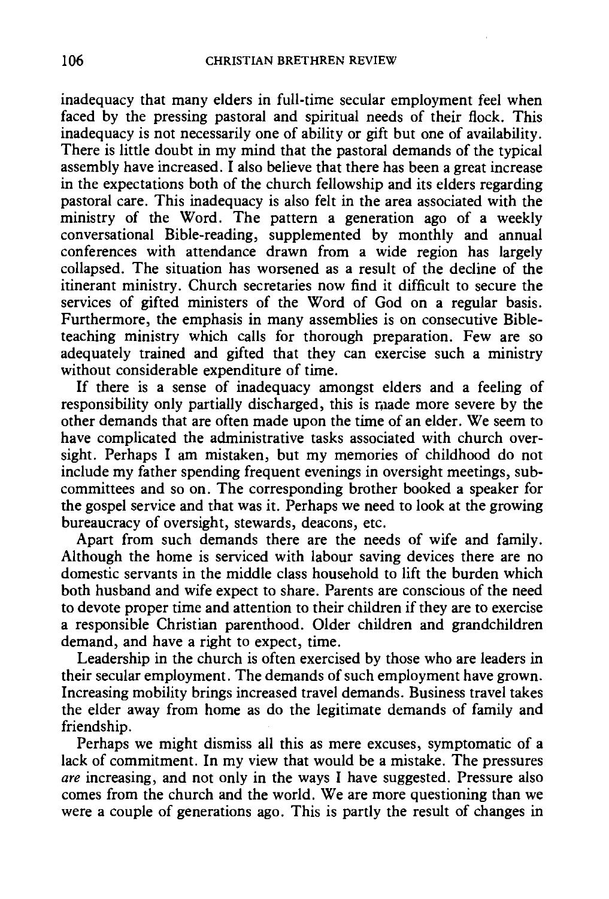inadequacy that many elders in full-time secular employment feel when faced by the pressing pastoral and spiritual needs of their flock. This inadequacy is not necessarily one of ability or gift but one of availability. There is little doubt in my mind that the pastoral demands of the typical assembly have increased. I also believe that there has been a great increase in the expectations both of the church fellowship and its elders regarding pastoral care. This inadequacy is also felt in the area associated with the ministry of the Word. The pattern a generation ago of a weekly conversational Bible-reading, supplemented by monthly and annual conferences with attendance drawn from a wide region has largely collapsed. The situation has worsened as a result of the decline of the itinerant ministry. Church secretaries now find it difficult to secure the services of gifted ministers of the Word of God on a regular basis. Furthermore, the emphasis in many assemblies is on consecutive Bible-teaching ministry which calls for thorough preparation. Few are so adequately trained and gifted that they can exercise such a ministry without considerable expenditure of time.

If there is a sense of inadequacy amongst elders and a feeling of responsibility only partially discharged, this is made more severe by the other demands that are often made upon the time of an elder. We seem to have complicated the administrative tasks associated with church oversight. Perhaps I am mistaken, but my memories of childhood do not include my father spending frequent evenings in oversight meetings, sub-committees and so on. The corresponding brother booked a speaker for the gospel service and that was it. Perhaps we need to look at the growing bureaucracy of oversight, stewards, deacons, etc.

Apart from such demands there are the needs of wife and family. Although the home is serviced with labour saving devices there are no domestic servants in the middle class household to lift the burden which both husband and wife expect to share. Parents are conscious of the need to devote proper time and attention to their children if they are to exercise a responsible Christian parenthood. Older children and grandchildren demand, and have a right to expect, time.

Leadership in the church is often exercised by those who are leaders in their secular employment. The demands of such employment have grown. Increasing mobility brings increased travel demands. Business travel takes the elder away from home as do the legitimate demands of family and friendship.

Perhaps we might dismiss all this as mere excuses, symptomatic of a lack of commitment. In my view that would be a mistake. The pressures *are* increasing, and not only in the ways I have suggested. Pressure also comes from the church and the world. We are more questioning than we were a couple of generations ago. This is partly the result of changes in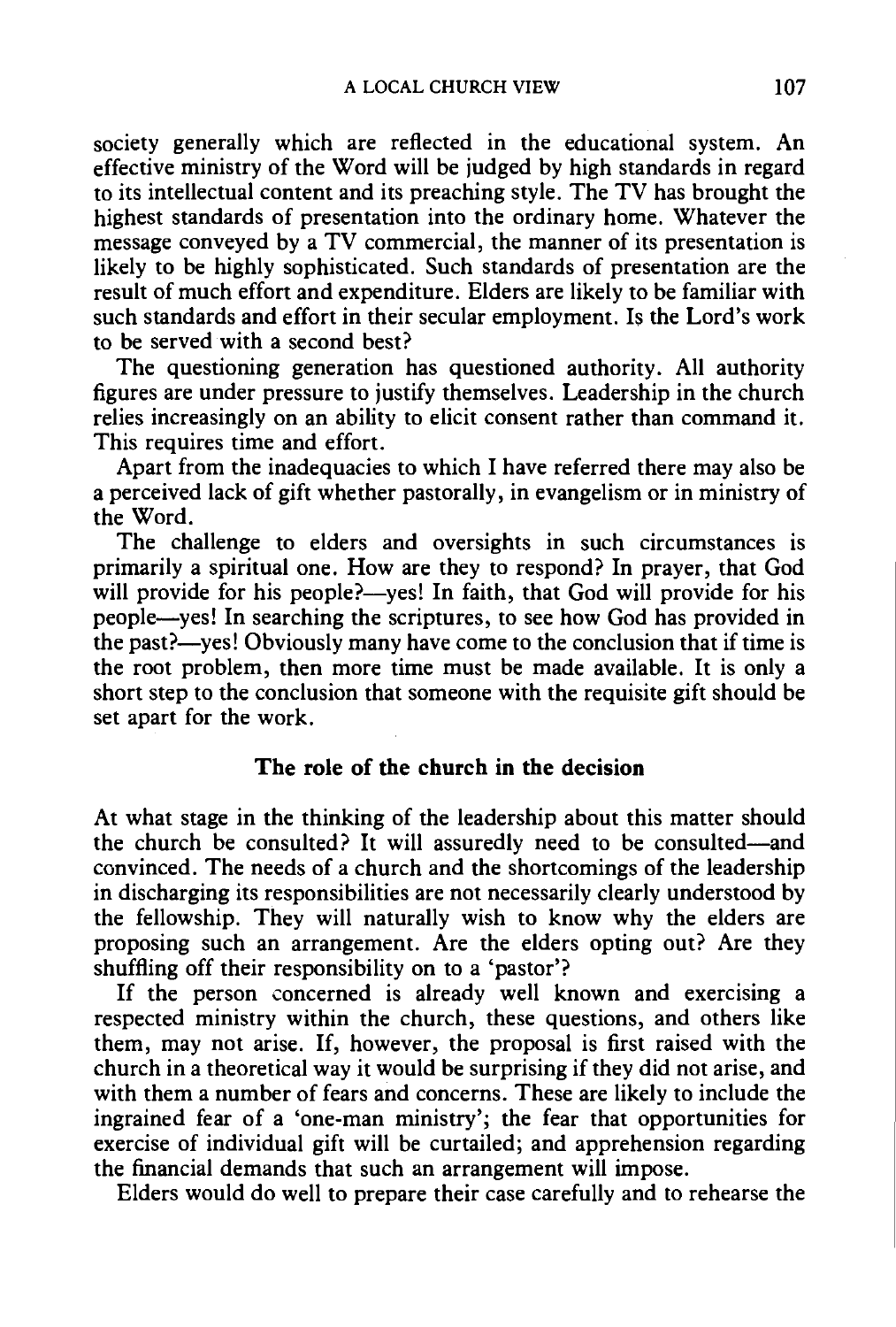society generally which are reflected in the educational system. An effective ministry of the Word will be judged by high standards in regard to its intellectual content and its preaching style. The TV has brought the highest standards of presentation into the ordinary home. Whatever the message conveyed by a TV commercial, the manner of its presentation is likely to be highly sophisticated. Such standards of presentation are the result of much effort and expenditure. Elders are likely to be familiar with such standards and effort in their secular employment. Is the Lord's work to be served with a second best?

The questioning generation has questioned authority. All authority figures are under pressure to justify themselves. Leadership in the church relies increasingly on an ability to elicit consent rather than command it. This requires time and effort.

Apart from the inadequacies to which I have referred there may also be a perceived lack of gift whether pastorally, in evangelism or in ministry of the Word.

The challenge to elders and oversights in such circumstances is primarily a spiritual one. How are they to respond? In prayer, that God will provide for his people?—yes! In faith, that God will provide for his people—yes! In searching the scriptures, to see how God has provided in the past?—yes! Obviously many have come to the conclusion that if time is the root problem, then more time must be made available. It is only a short step to the conclusion that someone with the requisite gift should be set apart for the work.

## The role of the church in the decision

At what stage in the thinking of the leadership about this matter should the church be consulted? It will assuredly need to be consulted—and convinced. The needs of a church and the shortcomings of the leadership in discharging its responsibilities are not necessarily clearly understood by the fellowship. They will naturally wish to know why the elders are proposing such an arrangement. Are the elders opting out? Are they shuffling off their responsibility on to a 'pastor'?

If the person concerned is already well known and exercising a respected ministry within the church, these questions, and others like them, may not arise. If, however, the proposal is first raised with the church in a theoretical way it would be surprising if they did not arise, and with them a number of fears and concerns. These are likely to include the ingrained fear of a 'one-man ministry'; the fear that opportunities for exercise of individual gift will be curtailed; and apprehension regarding the financial demands that such an arrangement will impose.

Elders would do well to prepare their case carefully and to rehearse the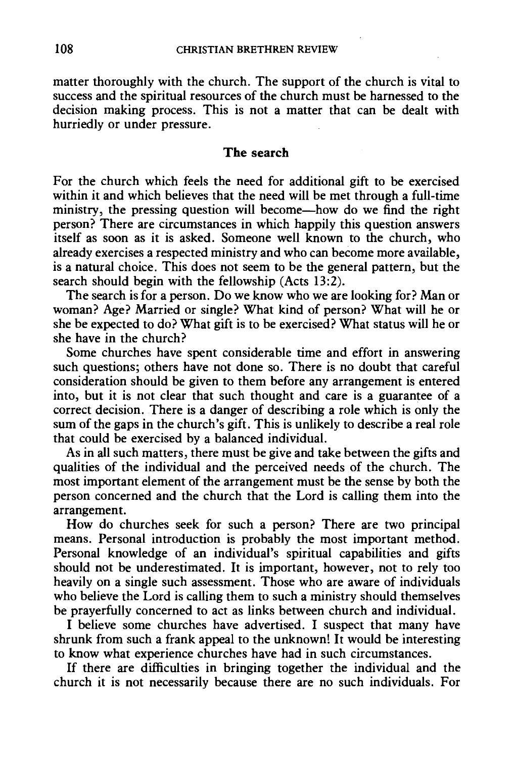matter thoroughly with the church. The support of the church is vital to success and the spiritual resources of the church must be harnessed to the decision making process. This is not a matter that can be dealt with hurriedly or under pressure.

## The search

For the church which feels the need for additional gift to be exercised within it and which believes that the need will be met through a full-time ministry, the pressing question will become—how do we find the right person? There are circumstances in which happily this question answers itself as soon as it is asked. Someone well known to the church, who already exercises a respected ministry and who can become more available, is a natural choice. This does not seem to be the general pattern, but the search should begin with the fellowship (Acts 13:2).

The search is for a person. Do we know who we are looking for? Man or woman? Age? Married or single? What kind of person? What will he or she be expected to do? What gift is to be exercised? What status will he or she have in the church?

Some churches have spent considerable time and effort in answering such questions; others have not done so. There is no doubt that careful consideration should be given to them before any arrangement is entered into, but it is not clear that such thought and care is a guarantee of a correct decision. There is a danger of describing a role which is only the sum of the gaps in the church's gift. This is unlikely to describe a real role that could be exercised by a balanced individual.

As in all such matters, there must be give and take between the gifts and qualities of the individual and the perceived needs of the church. The most important element of the arrangement must be the sense by both the person concerned and the church that the Lord is calling them into the arrangement.

How do churches seek for such a person? There are two principal means. Personal introduction is probably the most important method. Personal knowledge of an individual's spiritual capabilities and gifts should not be underestimated. It is important, however, not to rely too heavily on a single such assessment. Those who are aware of individuals who believe the Lord is calling them to such a ministry should themselves be prayerfully concerned to act as links between church and individual.

I believe some churches have advertised. I suspect that many have shrunk from such a frank appeal to the unknown! It would be interesting to know what experience churches have had in such circumstances.

If there are difficulties in bringing together the individual and the church it is not necessarily because there are no such individuals. For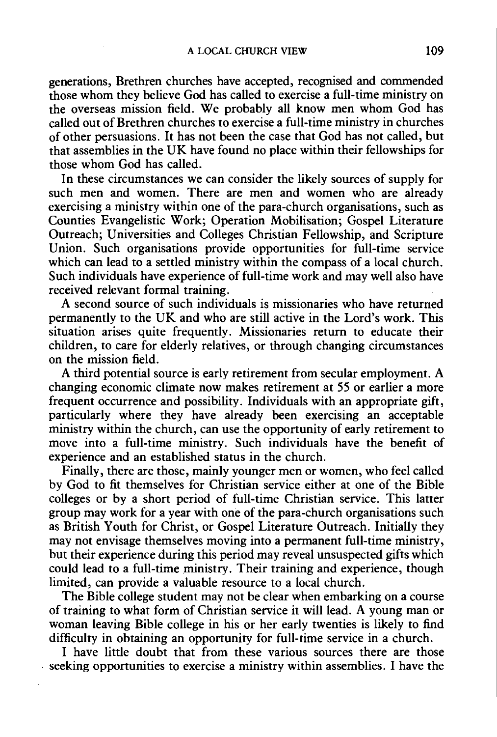generations, Brethren churches have accepted, recognised and commended those whom they believe God has called to exercise a full-time ministry on the overseas mission field. We probably all know men whom God has called out of Brethren churches to exercise a full-time ministry in churches of other persuasions. It has not been the case that God has not called, but that assemblies in the UK have found no place within their fellowships for those whom God has called.

In these circumstances we can consider the likely sources of supply for such men and women. There are men and women who are already exercising a ministry within one of the para-church organisations, such as Counties Evangelistic Work; Operation Mobilisation; Gospel Literature Outreach; Universities and Colleges Christian Fellowship, and Scripture Union. Such organisations provide opportunities for full-time service which can lead to a settled ministry within the compass of a local church. Such individuals have experience of full-time work and may well also have received relevant formal training.

A second source of such individuals is missionaries who have returned permanently to the UK and who are still active in the Lord's work. This situation arises quite frequently. Missionaries return to educate their children, to care for elderly relatives, or through changing circumstances on the mission field.

A third potential source is early retirement from secular employment. A changing economic climate now makes retirement at 55 or earlier a more frequent occurrence and possibility. Individuals with an appropriate gift, particularly where they have already been exercising an acceptable ministry within the church, can use the opportunity of early retirement to move into a full-time ministry. Such individuals have the benefit of experience and an established status in the church.

Finally, there are those, mainly younger men or women, who feel called by God to fit themselves for Christian service either at one of the Bible colleges or by a short period of full-time Christian service. This latter group may work for a year with one of the para-church organisations such as British Youth for Christ, or Gospel Literature Outreach. Initially they may not envisage themselves moving into a permanent full-time ministry, but their experience during this period may reveal unsuspected gifts which could lead to a full-time ministry. Their training and experience, though limited, can provide a valuable resource to a local church.

The Bible college student may not be clear when embarking on a course of training to what form of Christian service it will lead. A young man or woman leaving Bible college in his or her early twenties is likely to find difficulty in obtaining an opportunity for full-time service in a church.

I have little doubt that from these various sources there are those seeking opportunities to exercise a ministry within assemblies. I have the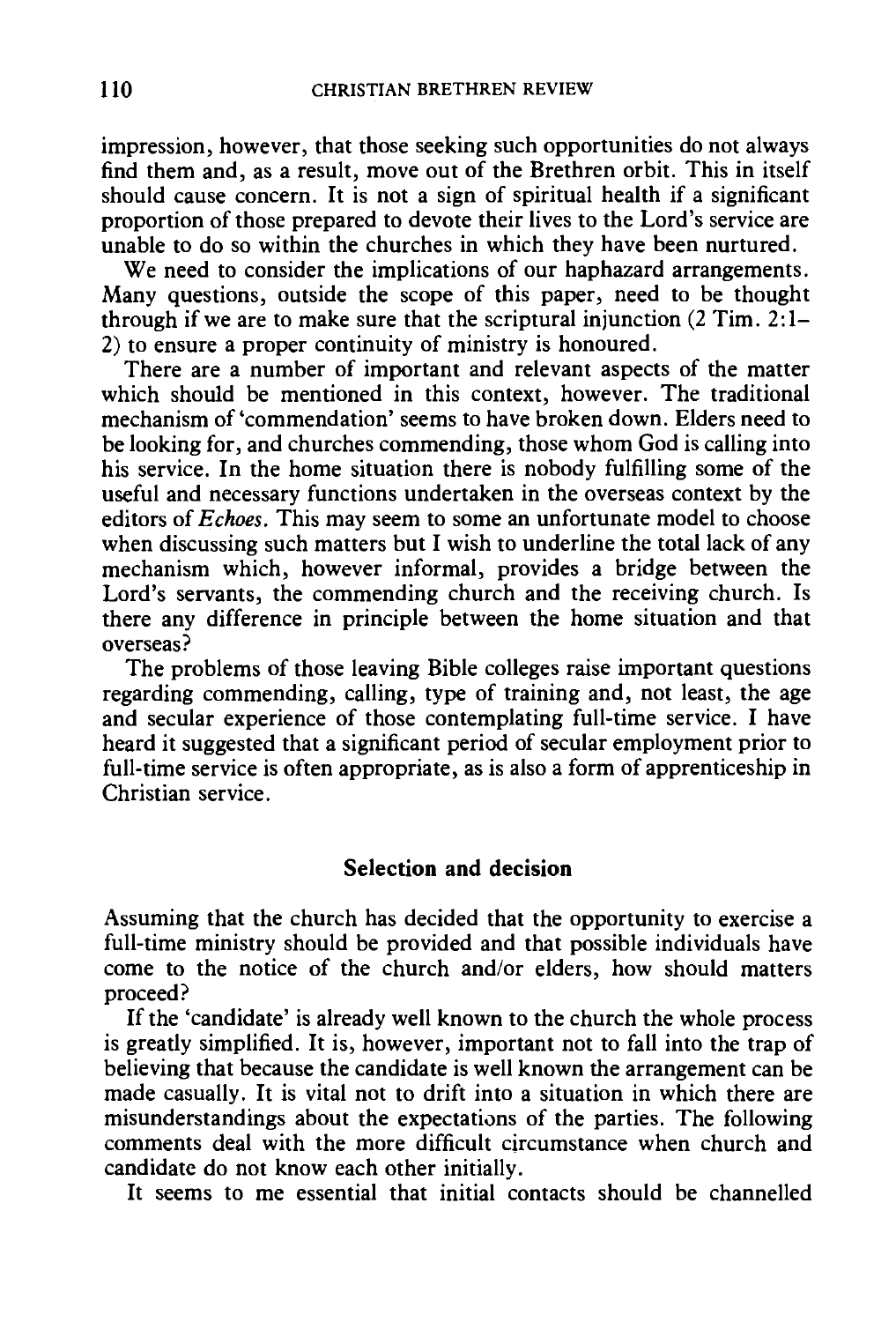impression, however, that those seeking such opportunities do not always find them and, as a result, move out of the Brethren orbit. This in itself should cause concern. It is not a sign of spiritual health if a significant proportion of those prepared to devote their lives to the Lord's service are unable to do so within the churches in which they have been nurtured.

We need to consider the implications of our haphazard arrangements. Many questions, outside the scope of this paper, need to be thought through if we are to make sure that the scriptural injunction (2 Tim. 2:1–2) to ensure a proper continuity of ministry is honoured.

There are a number of important and relevant aspects of the matter which should be mentioned in this context, however. The traditional mechanism of 'commendation' seems to have broken down. Elders need to be looking for, and churches commending, those whom God is calling into his service. In the home situation there is nobody fulfilling some of the useful and necessary functions undertaken in the overseas context by the editors of *Echoes*. This may seem to some an unfortunate model to choose when discussing such matters but I wish to underline the total lack of any mechanism which, however informal, provides a bridge between the Lord's servants, the commending church and the receiving church. Is there any difference in principle between the home situation and that overseas?

The problems of those leaving Bible colleges raise important questions regarding commending, calling, type of training and, not least, the age and secular experience of those contemplating full-time service. I have heard it suggested that a significant period of secular employment prior to full-time service is often appropriate, as is also a form of apprenticeship in Christian service.

## Selection and decision

Assuming that the church has decided that the opportunity to exercise a full-time ministry should be provided and that possible individuals have come to the notice of the church and/or elders, how should matters proceed?

If the 'candidate' is already well known to the church the whole process is greatly simplified. It is, however, important not to fall into the trap of believing that because the candidate is well known the arrangement can be made casually. It is vital not to drift into a situation in which there are misunderstandings about the expectations of the parties. The following comments deal with the more difficult circumstance when church and candidate do not know each other initially.

It seems to me essential that initial contacts should be channelled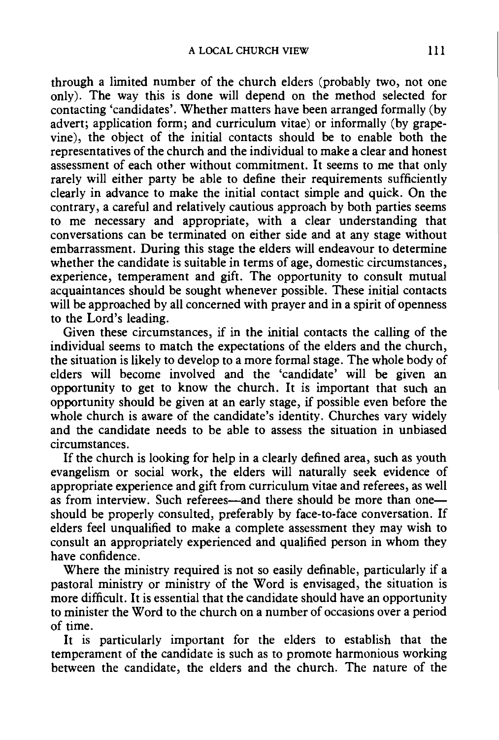through a limited number of the church elders (probably two, not one only). The way this is done will depend on the method selected for contacting 'candidates'. Whether matters have been arranged formally (by advert; application form; and curriculum vitae) or informally (by grapevine), the object of the initial contacts should be to enable both the representatives of the church and the individual to make a clear and honest assessment of each other without commitment. It seems to me that only rarely will either party be able to define their requirements sufficiently clearly in advance to make the initial contact simple and quick. On the contrary, a careful and relatively cautious approach by both parties seems to me necessary and appropriate, with a clear understanding that conversations can be terminated on either side and at any stage without embarrassment. During this stage the elders will endeavour to determine whether the candidate is suitable in terms of age, domestic circumstances, experience, temperament and gift. The opportunity to consult mutual acquaintances should be sought whenever possible. These initial contacts will be approached by all concerned with prayer and in a spirit of openness to the Lord's leading.

Given these circumstances, if in the initial contacts the calling of the individual seems to match the expectations of the elders and the church, the situation is likely to develop to a more formal stage. The whole body of elders will become involved and the 'candidate' will be given an opportunity to get to know the church. It is important that such an opportunity should be given at an early stage, if possible even before the whole church is aware of the candidate's identity. Churches vary widely and the candidate needs to be able to assess the situation in unbiased circumstances.

If the church is looking for help in a clearly defined area, such as youth evangelism or social work, the elders will naturally seek evidence of appropriate experience and gift from curriculum vitae and referees, as well as from interview. Such referees—and there should be more than one—should be properly consulted, preferably by face-to-face conversation. If elders feel unqualified to make a complete assessment they may wish to consult an appropriately experienced and qualified person in whom they have confidence.

Where the ministry required is not so easily definable, particularly if a pastoral ministry or ministry of the Word is envisaged, the situation is more difficult. It is essential that the candidate should have an opportunity to minister the Word to the church on a number of occasions over a period of time.

It is particularly important for the elders to establish that the temperament of the candidate is such as to promote harmonious working between the candidate, the elders and the church. The nature of the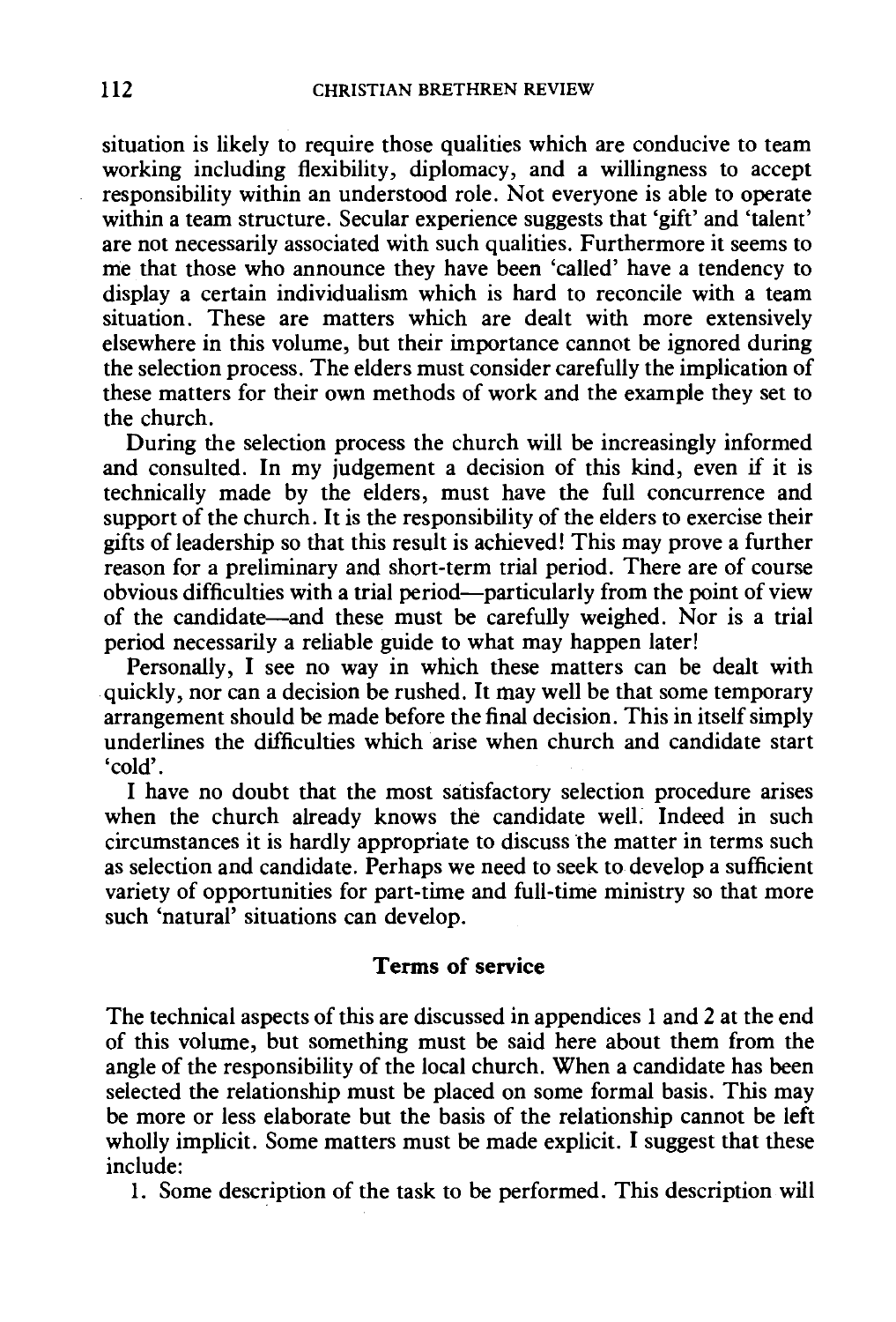situation is likely to require those qualities which are conducive to team working including flexibility, diplomacy, and a willingness to accept responsibility within an understood role. Not everyone is able to operate within a team structure. Secular experience suggests that 'gift' and 'talent' are not necessarily associated with such qualities. Furthermore it seems to me that those who announce they have been 'called' have a tendency to display a certain individualism which is hard to reconcile with a team situation. These are matters which are dealt with more extensively elsewhere in this volume, but their importance cannot be ignored during the selection process. The elders must consider carefully the implication of these matters for their own methods of work and the example they set to the church.

During the selection process the church will be increasingly informed and consulted. In my judgement a decision of this kind, even if it is technically made by the elders, must have the full concurrence and support of the church. It is the responsibility of the elders to exercise their gifts of leadership so that this result is achieved! This may prove a further reason for a preliminary and short-term trial period. There are of course obvious difficulties with a trial period—particularly from the point of view of the candidate—and these must be carefully weighed. Nor is a trial period necessarily a reliable guide to what may happen later!

Personally, I see no way in which these matters can be dealt with quickly, nor can a decision be rushed. It may well be that some temporary arrangement should be made before the final decision. This in itself simply underlines the difficulties which arise when church and candidate start 'cold'.

I have no doubt that the most satisfactory selection procedure arises when the church already knows the candidate well. Indeed in such circumstances it is hardly appropriate to discuss the matter in terms such as selection and candidate. Perhaps we need to seek to develop a sufficient variety of opportunities for part-time and full-time ministry so that more such 'natural' situations can develop.

## Terms of service

The technical aspects of this are discussed in appendices 1 and 2 at the end of this volume, but something must be said here about them from the angle of the responsibility of the local church. When a candidate has been selected the relationship must be placed on some formal basis. This may be more or less elaborate but the basis of the relationship cannot be left wholly implicit. Some matters must be made explicit. I suggest that these include:

1. Some description of the task to be performed. This description will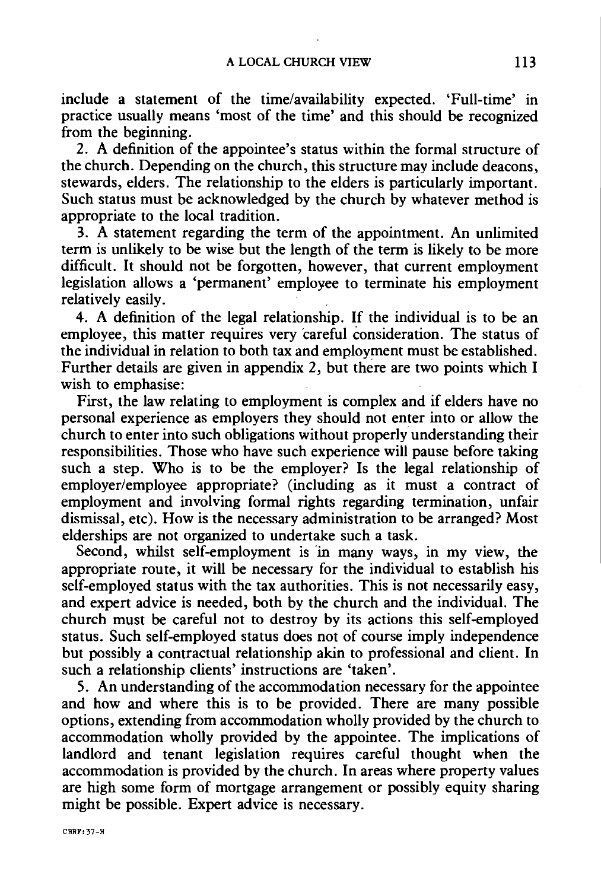include a statement of the time/availability expected. 'Full-time' in practice usually means 'most of the time' and this should be recognized from the beginning.

2. A definition of the appointee's status within the formal structure of the church. Depending on the church, this structure may include deacons, stewards, elders. The relationship to the elders is particularly important. Such status must be acknowledged by the church by whatever method is appropriate to the local tradition.

3. A statement regarding the term of the appointment. An unlimited term is unlikely to be wise but the length of the term is likely to be more difficult. It should not be forgotten, however, that current employment legislation allows a 'permanent' employee to terminate his employment relatively easily.

4. A definition of the legal relationship. If the individual is to be an employee, this matter requires very careful consideration. The status of the individual in relation to both tax and employment must be established. Further details are given in appendix 2, but there are two points which I wish to emphasise:

First, the law relating to employment is complex and if elders have no personal experience as employers they should not enter into or allow the church to enter into such obligations without properly understanding their responsibilities. Those who have such experience will pause before taking such a step. Who is to be the employer? Is the legal relationship of employer/employee appropriate? (including as it must a contract of employment and involving formal rights regarding termination, unfair dismissal, etc). How is the necessary administration to be arranged? Most elderships are not organized to undertake such a task.

Second, whilst self-employment is in many ways, in my view, the appropriate route, it will be necessary for the individual to establish his self-employed status with the tax authorities. This is not necessarily easy, and expert advice is needed, both by the church and the individual. The church must be careful not to destroy by its actions this self-employed status. Such self-employed status does not of course imply independence but possibly a contractual relationship akin to professional and client. In such a relationship clients' instructions are 'taken'.

5. An understanding of the accommodation necessary for the appointee and how and where this is to be provided. There are many possible options, extending from accommodation wholly provided by the church to accommodation wholly provided by the appointee. The implications of landlord and tenant legislation requires careful thought when the accommodation is provided by the church. In areas where property values are high some form of mortgage arrangement or possibly equity sharing might be possible. Expert advice is necessary.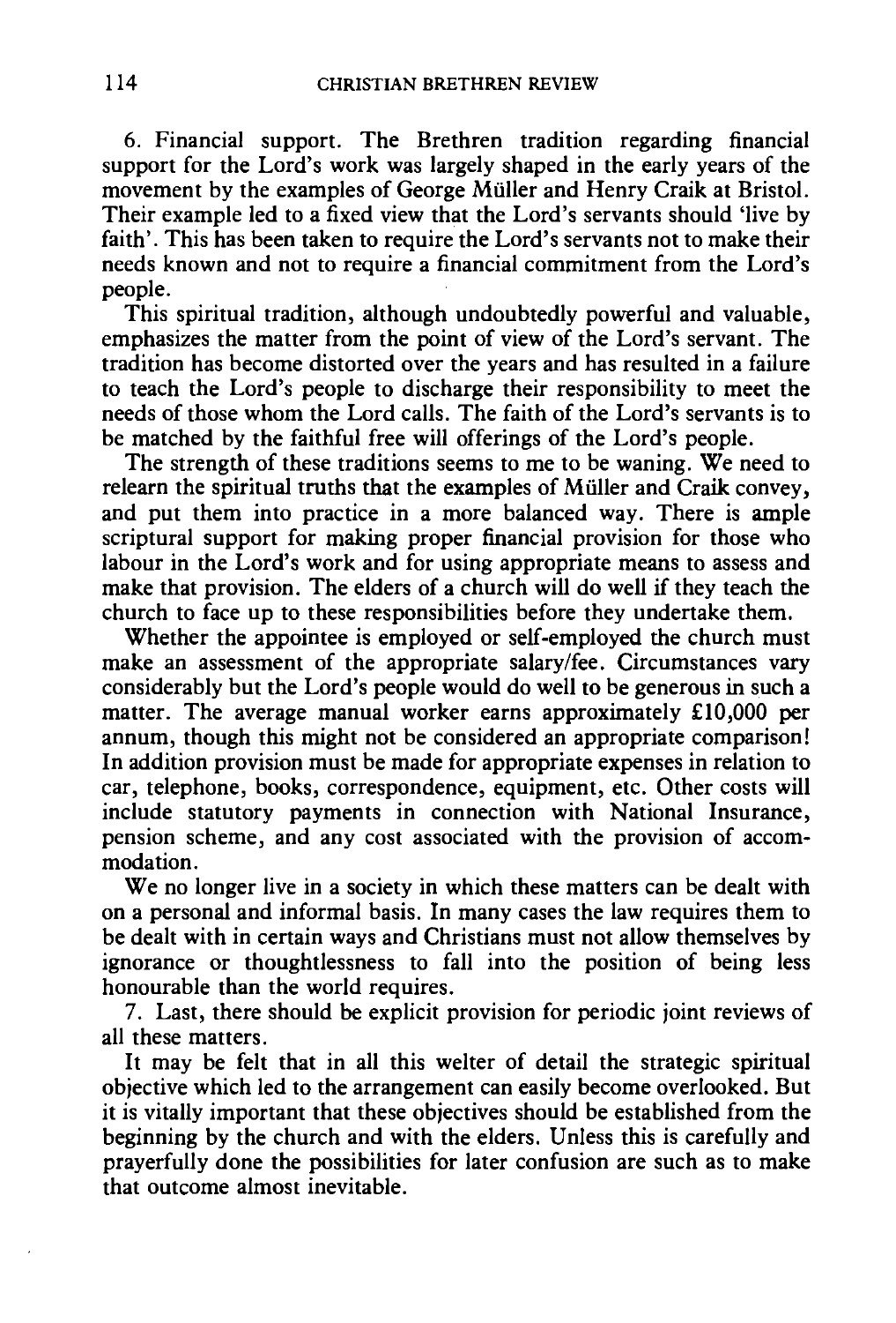6. Financial support. The Brethren tradition regarding financial support for the Lord's work was largely shaped in the early years of the movement by the examples of George Müller and Henry Craik at Bristol. Their example led to a fixed view that the Lord's servants should 'live by faith'. This has been taken to require the Lord's servants not to make their needs known and not to require a financial commitment from the Lord's people.

This spiritual tradition, although undoubtedly powerful and valuable, emphasizes the matter from the point of view of the Lord's servant. The tradition has become distorted over the years and has resulted in a failure to teach the Lord's people to discharge their responsibility to meet the needs of those whom the Lord calls. The faith of the Lord's servants is to be matched by the faithful free will offerings of the Lord's people.

The strength of these traditions seems to me to be waning. We need to relearn the spiritual truths that the examples of Müller and Craik convey, and put them into practice in a more balanced way. There is ample scriptural support for making proper financial provision for those who labour in the Lord's work and for using appropriate means to assess and make that provision. The elders of a church will do well if they teach the church to face up to these responsibilities before they undertake them.

Whether the appointee is employed or self-employed the church must make an assessment of the appropriate salary/fee. Circumstances vary considerably but the Lord's people would do well to be generous in such a matter. The average manual worker earns approximately £10,000 per annum, though this might not be considered an appropriate comparison! In addition provision must be made for appropriate expenses in relation to car, telephone, books, correspondence, equipment, etc. Other costs will include statutory payments in connection with National Insurance, pension scheme, and any cost associated with the provision of accommodation.

We no longer live in a society in which these matters can be dealt with on a personal and informal basis. In many cases the law requires them to be dealt with in certain ways and Christians must not allow themselves by ignorance or thoughtlessness to fall into the position of being less honourable than the world requires.

7. Last, there should be explicit provision for periodic joint reviews of all these matters.

It may be felt that in all this welter of detail the strategic spiritual objective which led to the arrangement can easily become overlooked. But it is vitally important that these objectives should be established from the beginning by the church and with the elders. Unless this is carefully and prayerfully done the possibilities for later confusion are such as to make that outcome almost inevitable.